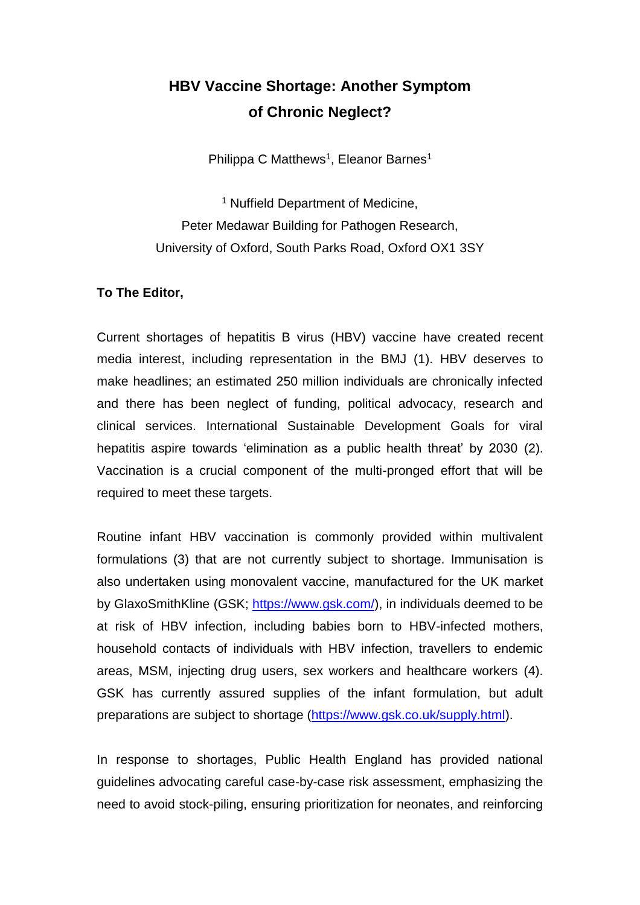# HBV Vaccine Shortage: Another Symptom of Chronic Neglect?

Philippa C Matthews[1], Eleanor Barnes[1]

[1] Nuffield Department of Medicine,
Peter Medawar Building for Pathogen Research,
University of Oxford, South Parks Road, Oxford OX1 3SY

**To The Editor,**

Current shortages of hepatitis B virus (HBV) vaccine have created recent media interest, including representation in the BMJ (1). HBV deserves to make headlines; an estimated 250 million individuals are chronically infected and there has been neglect of funding, political advocacy, research and clinical services. International Sustainable Development Goals for viral hepatitis aspire towards 'elimination as a public health threat' by 2030 (2). Vaccination is a crucial component of the multi-pronged effort that will be required to meet these targets.

Routine infant HBV vaccination is commonly provided within multivalent formulations (3) that are not currently subject to shortage. Immunisation is also undertaken using monovalent vaccine, manufactured for the UK market by GlaxoSmithKline (GSK; https://www.gsk.com/), in individuals deemed to be at risk of HBV infection, including babies born to HBV-infected mothers, household contacts of individuals with HBV infection, travellers to endemic areas, MSM, injecting drug users, sex workers and healthcare workers (4). GSK has currently assured supplies of the infant formulation, but adult preparations are subject to shortage (https://www.gsk.co.uk/supply.html).

In response to shortages, Public Health England has provided national guidelines advocating careful case-by-case risk assessment, emphasizing the need to avoid stock-piling, ensuring prioritization for neonates, and reinforcing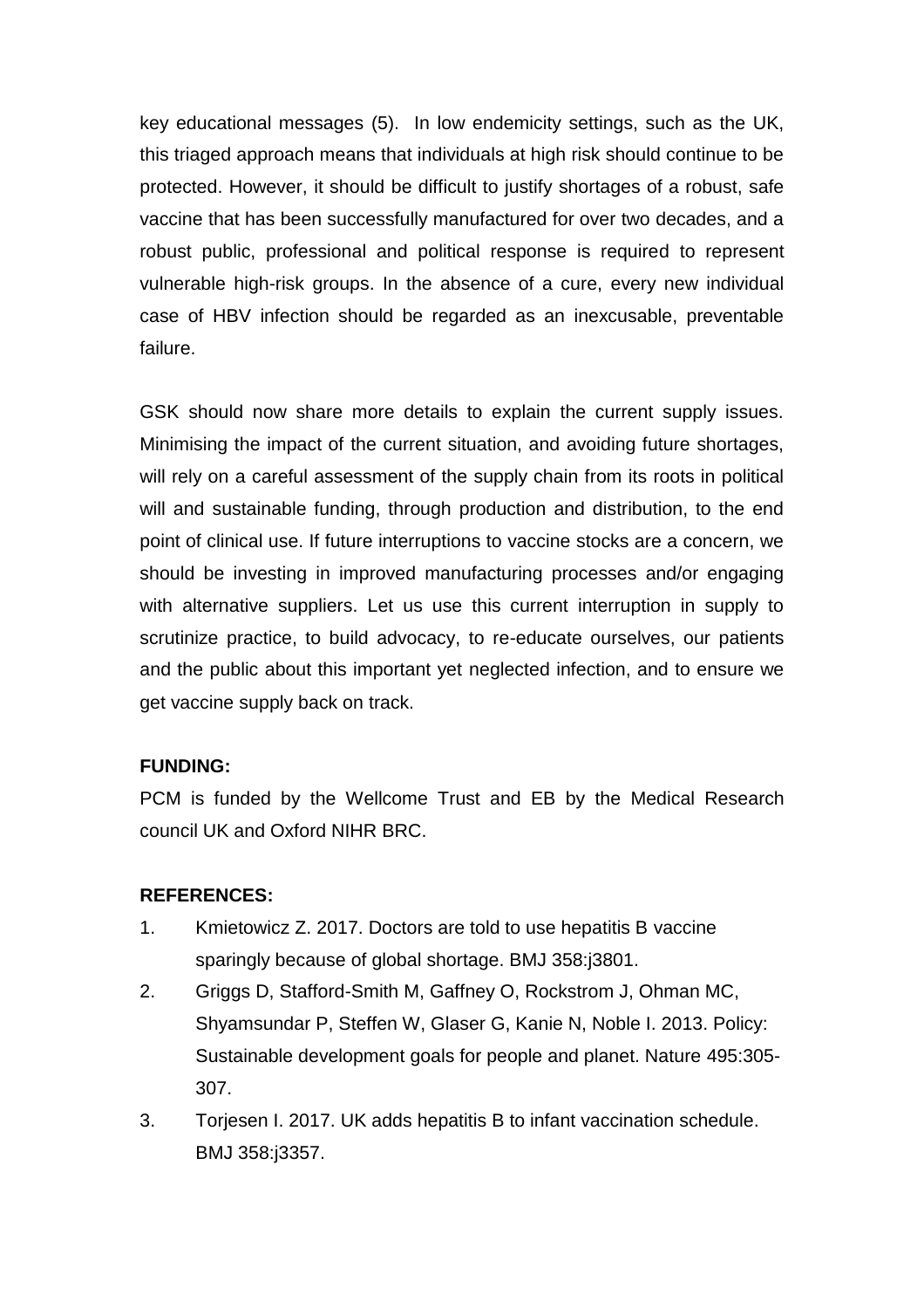key educational messages (5). In low endemicity settings, such as the UK, this triaged approach means that individuals at high risk should continue to be protected. However, it should be difficult to justify shortages of a robust, safe vaccine that has been successfully manufactured for over two decades, and a robust public, professional and political response is required to represent vulnerable high-risk groups. In the absence of a cure, every new individual case of HBV infection should be regarded as an inexcusable, preventable failure.

GSK should now share more details to explain the current supply issues. Minimising the impact of the current situation, and avoiding future shortages, will rely on a careful assessment of the supply chain from its roots in political will and sustainable funding, through production and distribution, to the end point of clinical use. If future interruptions to vaccine stocks are a concern, we should be investing in improved manufacturing processes and/or engaging with alternative suppliers. Let us use this current interruption in supply to scrutinize practice, to build advocacy, to re-educate ourselves, our patients and the public about this important yet neglected infection, and to ensure we get vaccine supply back on track.

**FUNDING:**

PCM is funded by the Wellcome Trust and EB by the Medical Research council UK and Oxford NIHR BRC.

**REFERENCES:**

1. Kmietowicz Z. 2017. Doctors are told to use hepatitis B vaccine sparingly because of global shortage. BMJ 358:j3801.
2. Griggs D, Stafford-Smith M, Gaffney O, Rockstrom J, Ohman MC, Shyamsundar P, Steffen W, Glaser G, Kanie N, Noble I. 2013. Policy: Sustainable development goals for people and planet. Nature 495:305-307.
3. Torjesen I. 2017. UK adds hepatitis B to infant vaccination schedule. BMJ 358:j3357.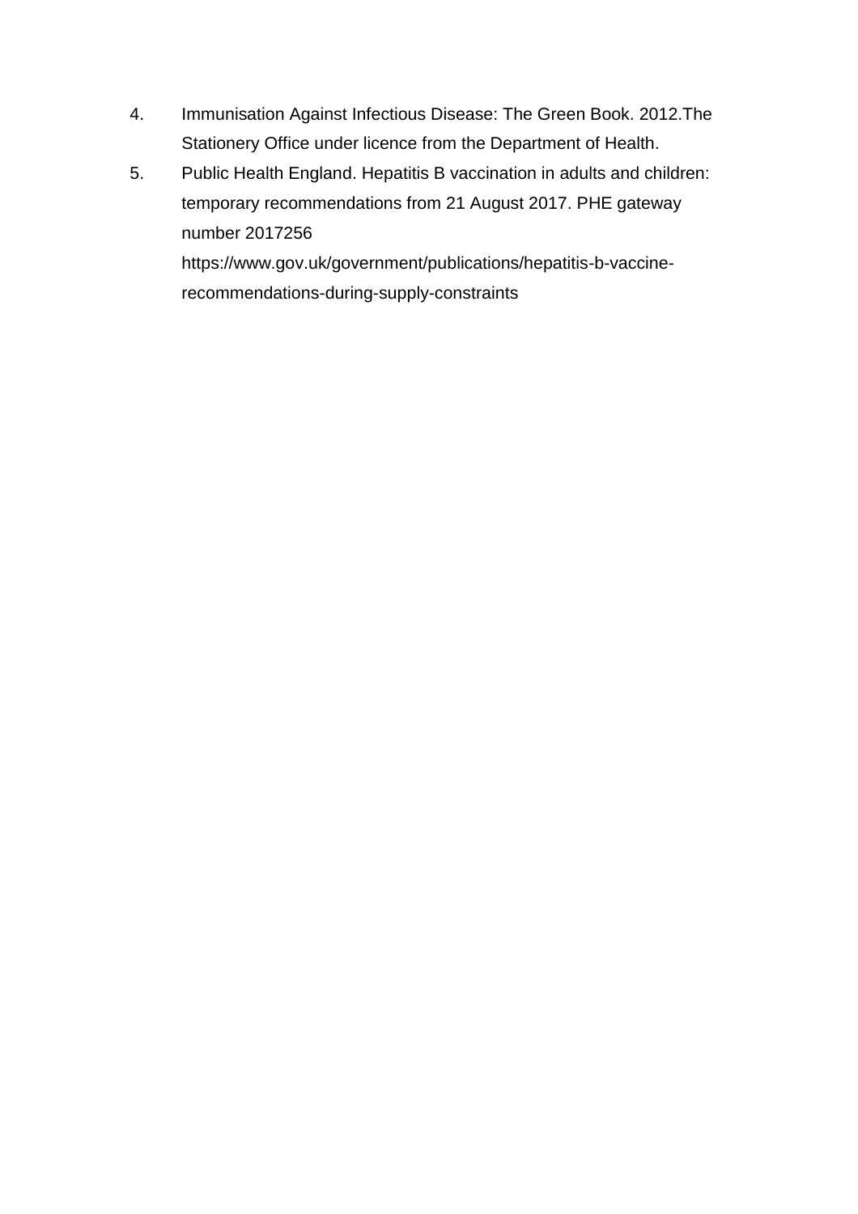4. Immunisation Against Infectious Disease: The Green Book. 2012.The Stationery Office under licence from the Department of Health.
5. Public Health England. Hepatitis B vaccination in adults and children: temporary recommendations from 21 August 2017. PHE gateway number 2017256
   https://www.gov.uk/government/publications/hepatitis-b-vaccine-recommendations-during-supply-constraints